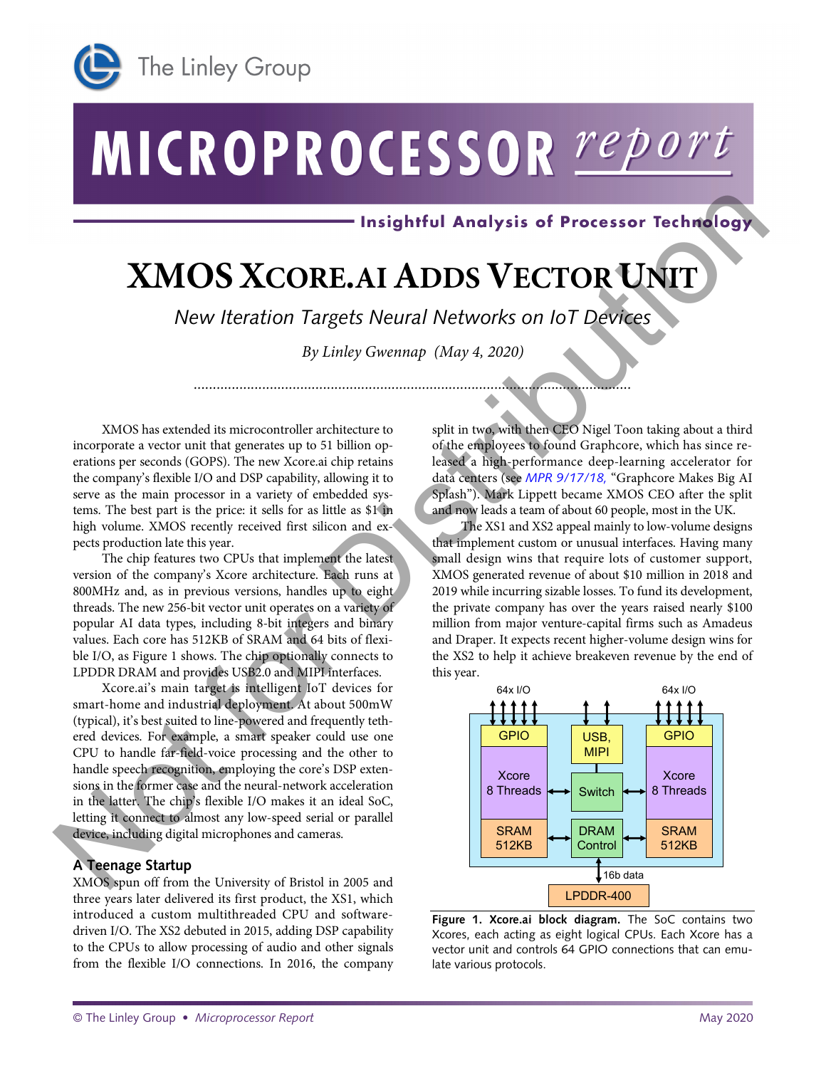# XMOS XCORE.AI ADDS VECTOR UNIT

*New Iteration Targets Neural Networks on IoT Devices*

*By Linley Gwennap (May 4, 2020)*

XMOS has extended its microcontroller architecture to incorporate a vector unit that generates up to 51 billion operations per seconds (GOPS). The new Xcore.ai chip retains the company's flexible I/O and DSP capability, allowing it to serve as the main processor in a variety of embedded systems. The best part is the price: it sells for as little as $1 in high volume. XMOS recently received first silicon and expects production late this year.

The chip features two CPUs that implement the latest version of the company's Xcore architecture. Each runs at 800MHz and, as in previous versions, handles up to eight threads. The new 256-bit vector unit operates on a variety of popular AI data types, including 8-bit integers and binary values. Each core has 512KB of SRAM and 64 bits of flexible I/O, as Figure 1 shows. The chip optionally connects to LPDDR DRAM and provides USB2.0 and MIPI interfaces.

Xcore.ai's main target is intelligent IoT devices for smart-home and industrial deployment. At about 500mW (typical), it's best suited to line-powered and frequently tethered devices. For example, a smart speaker could use one CPU to handle far-field-voice processing and the other to handle speech recognition, employing the core's DSP extensions in the former case and the neural-network acceleration in the latter. The chip's flexible I/O makes it an ideal SoC, letting it connect to almost any low-speed serial or parallel device, including digital microphones and cameras.

## A Teenage Startup

XMOS spun off from the University of Bristol in 2005 and three years later delivered its first product, the XS1, which introduced a custom multithreaded CPU and software-driven I/O. The XS2 debuted in 2015, adding DSP capability to the CPUs to allow processing of audio and other signals from the flexible I/O connections. In 2016, the company split in two, with then CEO Nigel Toon taking about a third of the employees to found Graphcore, which has since released a high-performance deep-learning accelerator for data centers (see *MPR 9/17/18,* "Graphcore Makes Big AI Splash"). Mark Lippett became XMOS CEO after the split and now leads a team of about 60 people, most in the UK.

The XS1 and XS2 appeal mainly to low-volume designs that implement custom or unusual interfaces. Having many small design wins that require lots of customer support, XMOS generated revenue of about $10 million in 2018 and 2019 while incurring sizable losses. To fund its development, the private company has over the years raised nearly $100 million from major venture-capital firms such as Amadeus and Draper. It expects recent higher-volume design wins for the XS2 to help it achieve breakeven revenue by the end of this year.

**Figure 1. Xcore.ai block diagram.** The SoC contains two Xcores, each acting as eight logical CPUs. Each Xcore has a vector unit and controls 64 GPIO connections that can emulate various protocols.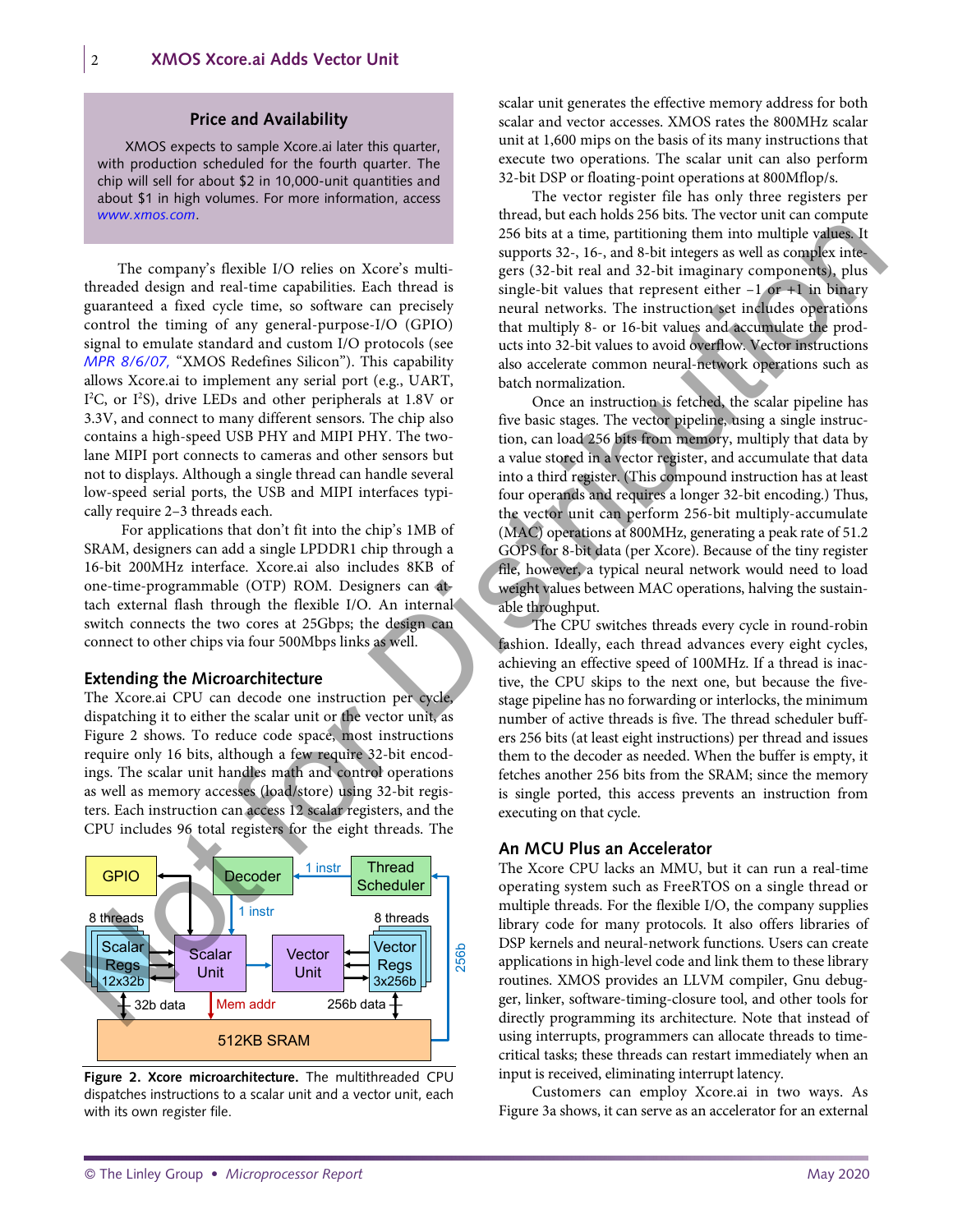**Price and Availability**

XMOS expects to sample Xcore.ai later this quarter, with production scheduled for the fourth quarter. The chip will sell for about $2 in 10,000-unit quantities and about $1 in high volumes. For more information, access *www.xmos.com*.

The company's flexible I/O relies on Xcore's multithreaded design and real-time capabilities. Each thread is guaranteed a fixed cycle time, so software can precisely control the timing of any general-purpose-I/O (GPIO) signal to emulate standard and custom I/O protocols (see *MPR 8/6/07,* "XMOS Redefines Silicon"). This capability allows Xcore.ai to implement any serial port (e.g., UART, I²C, or I²S), drive LEDs and other peripherals at 1.8V or 3.3V, and connect to many different sensors. The chip also contains a high-speed USB PHY and MIPI PHY. The two-lane MIPI port connects to cameras and other sensors but not to displays. Although a single thread can handle several low-speed serial ports, the USB and MIPI interfaces typically require 2–3 threads each.

For applications that don't fit into the chip's 1MB of SRAM, designers can add a single LPDDR1 chip through a 16-bit 200MHz interface. Xcore.ai also includes 8KB of one-time-programmable (OTP) ROM. Designers can attach external flash through the flexible I/O. An internal switch connects the two cores at 25Gbps; the design can connect to other chips via four 500Mbps links as well.

## Extending the Microarchitecture

The Xcore.ai CPU can decode one instruction per cycle, dispatching it to either the scalar unit or the vector unit, as Figure 2 shows. To reduce code space, most instructions require only 16 bits, although a few require 32-bit encodings. The scalar unit handles math and control operations as well as memory accesses (load/store) using 32-bit registers. Each instruction can access 12 scalar registers, and the CPU includes 96 total registers for the eight threads. The scalar unit generates the effective memory address for both scalar and vector accesses. XMOS rates the 800MHz scalar unit at 1,600 mips on the basis of its many instructions that execute two operations. The scalar unit can also perform 32-bit DSP or floating-point operations at 800Mflop/s.

**Figure 2. Xcore microarchitecture.** The multithreaded CPU dispatches instructions to a scalar unit and a vector unit, each with its own register file.

The vector register file has only three registers per thread, but each holds 256 bits. The vector unit can compute 256 bits at a time, partitioning them into multiple values. It supports 32-, 16-, and 8-bit integers as well as complex integers (32-bit real and 32-bit imaginary components), plus single-bit values that represent either −1 or +1 in binary neural networks. The instruction set includes operations that multiply 8- or 16-bit values and accumulate the products into 32-bit values to avoid overflow. Vector instructions also accelerate common neural-network operations such as batch normalization.

Once an instruction is fetched, the scalar pipeline has five basic stages. The vector pipeline, using a single instruction, can load 256 bits from memory, multiply that data by a value stored in a vector register, and accumulate that data into a third register. (This compound instruction has at least four operands and requires a longer 32-bit encoding.) Thus, the vector unit can perform 256-bit multiply-accumulate (MAC) operations at 800MHz, generating a peak rate of 51.2 GOPS for 8-bit data (per Xcore). Because of the tiny register file, however, a typical neural network would need to load weight values between MAC operations, halving the sustainable throughput.

The CPU switches threads every cycle in round-robin fashion. Ideally, each thread advances every eight cycles, achieving an effective speed of 100MHz. If a thread is inactive, the CPU skips to the next one, but because the five-stage pipeline has no forwarding or interlocks, the minimum number of active threads is five. The thread scheduler buffers 256 bits (at least eight instructions) per thread and issues them to the decoder as needed. When the buffer is empty, it fetches another 256 bits from the SRAM; since the memory is single ported, this access prevents an instruction from executing on that cycle.

## An MCU Plus an Accelerator

The Xcore CPU lacks an MMU, but it can run a real-time operating system such as FreeRTOS on a single thread or multiple threads. For the flexible I/O, the company supplies library code for many protocols. It also offers libraries of DSP kernels and neural-network functions. Users can create applications in high-level code and link them to these library routines. XMOS provides an LLVM compiler, Gnu debugger, linker, software-timing-closure tool, and other tools for directly programming its architecture. Note that instead of using interrupts, programmers can allocate threads to time-critical tasks; these threads can restart immediately when an input is received, eliminating interrupt latency.

Customers can employ Xcore.ai in two ways. As Figure 3a shows, it can serve as an accelerator for an external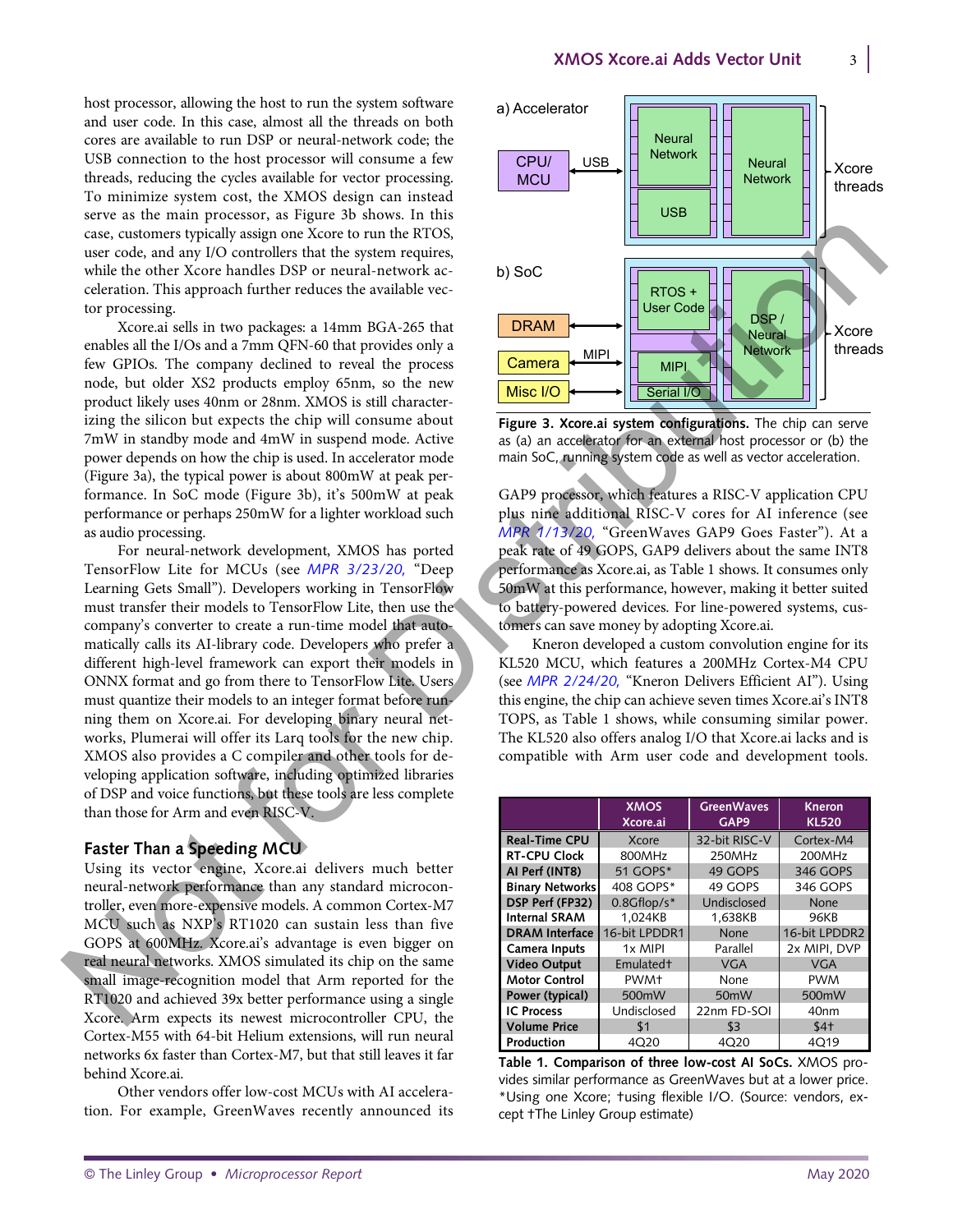host processor, allowing the host to run the system software and user code. In this case, almost all the threads on both cores are available to run DSP or neural-network code; the USB connection to the host processor will consume a few threads, reducing the cycles available for vector processing. To minimize system cost, the XMOS design can instead serve as the main processor, as Figure 3b shows. In this case, customers typically assign one Xcore to run the RTOS, user code, and any I/O controllers that the system requires, while the other Xcore handles DSP or neural-network acceleration. This approach further reduces the available vector processing.

Xcore.ai sells in two packages: a 14mm BGA-265 that enables all the I/Os and a 7mm QFN-60 that provides only a few GPIOs. The company declined to reveal the process node, but older XS2 products employ 65nm, so the new product likely uses 40nm or 28nm. XMOS is still characterizing the silicon but expects the chip will consume about 7mW in standby mode and 4mW in suspend mode. Active power depends on how the chip is used. In accelerator mode (Figure 3a), the typical power is about 800mW at peak performance. In SoC mode (Figure 3b), it's 500mW at peak performance or perhaps 250mW for a lighter workload such as audio processing.

For neural-network development, XMOS has ported TensorFlow Lite for MCUs (see *MPR 3/23/20,* "Deep Learning Gets Small"). Developers working in TensorFlow must transfer their models to TensorFlow Lite, then use the company's converter to create a run-time model that automatically calls its AI-library code. Developers who prefer a different high-level framework can export their models in ONNX format and go from there to TensorFlow Lite. Users must quantize their models to an integer format before running them on Xcore.ai. For developing binary neural networks, Plumerai will offer its Larq tools for the new chip. XMOS also provides a C compiler and other tools for developing application software, including optimized libraries of DSP and voice functions, but these tools are less complete than those for Arm and even RISC-V.

## Faster Than a Speeding MCU

Using its vector engine, Xcore.ai delivers much better neural-network performance than any standard microcontroller, even more-expensive models. A common Cortex-M7 MCU such as NXP's RT1020 can sustain less than five GOPS at 600MHz. Xcore.ai's advantage is even bigger on real neural networks. XMOS simulated its chip on the same small image-recognition model that Arm reported for the RT1020 and achieved 39x better performance using a single Xcore. Arm expects its newest microcontroller CPU, the Cortex-M55 with 64-bit Helium extensions, will run neural networks 6x faster than Cortex-M7, but that still leaves it far behind Xcore.ai.

Other vendors offer low-cost MCUs with AI acceleration. For example, GreenWaves recently announced its GAP9 processor, which features a RISC-V application CPU plus nine additional RISC-V cores for AI inference (see *MPR 1/13/20,* "GreenWaves GAP9 Goes Faster"). At a peak rate of 49 GOPS, GAP9 delivers about the same INT8 performance as Xcore.ai, as Table 1 shows. It consumes only 50mW at this performance, however, making it better suited to battery-powered devices. For line-powered systems, customers can save money by adopting Xcore.ai.

Kneron developed a custom convolution engine for its KL520 MCU, which features a 200MHz Cortex-M4 CPU (see *MPR 2/24/20,* "Kneron Delivers Efficient AI"). Using this engine, the chip can achieve seven times Xcore.ai's INT8 TOPS, as Table 1 shows, while consuming similar power. The KL520 also offers analog I/O that Xcore.ai lacks and is compatible with Arm user code and development tools.

**Figure 3. Xcore.ai system configurations.** The chip can serve as (a) an accelerator for an external host processor or (b) the main SoC, running system code as well as vector acceleration.

| | XMOS Xcore.ai | GreenWaves GAP9 | Kneron KL520 |
|---|---|---|---|
| **Real-Time CPU** | Xcore | 32-bit RISC-V | Cortex-M4 |
| **RT-CPU Clock** | 800MHz | 250MHz | 200MHz |
| **AI Perf (INT8)** | 51 GOPS* | 49 GOPS | 346 GOPS |
| **Binary Networks** | 408 GOPS* | 49 GOPS | 346 GOPS |
| **DSP Perf (FP32)** | 0.8Gflop/s* | Undisclosed | None |
| **Internal SRAM** | 1,024KB | 1,638KB | 96KB |
| **DRAM Interface** | 16-bit LPDDR1 | None | 16-bit LPDDR2 |
| **Camera Inputs** | 1x MIPI | Parallel | 2x MIPI, DVP |
| **Video Output** | Emulated† | VGA | VGA |
| **Motor Control** | PWM† | None | PWM |
| **Power (typical)** | 500mW | 50mW | 500mW |
| **IC Process** | Undisclosed | 22nm FD-SOI | 40nm |
| **Volume Price** | $1 | $3 | $4† |
| **Production** | 4Q20 | 4Q20 | 4Q19 |

**Table 1. Comparison of three low-cost AI SoCs.** XMOS provides similar performance as GreenWaves but at a lower price. *Using one Xcore; †using flexible I/O. (Source: vendors, except †The Linley Group estimate)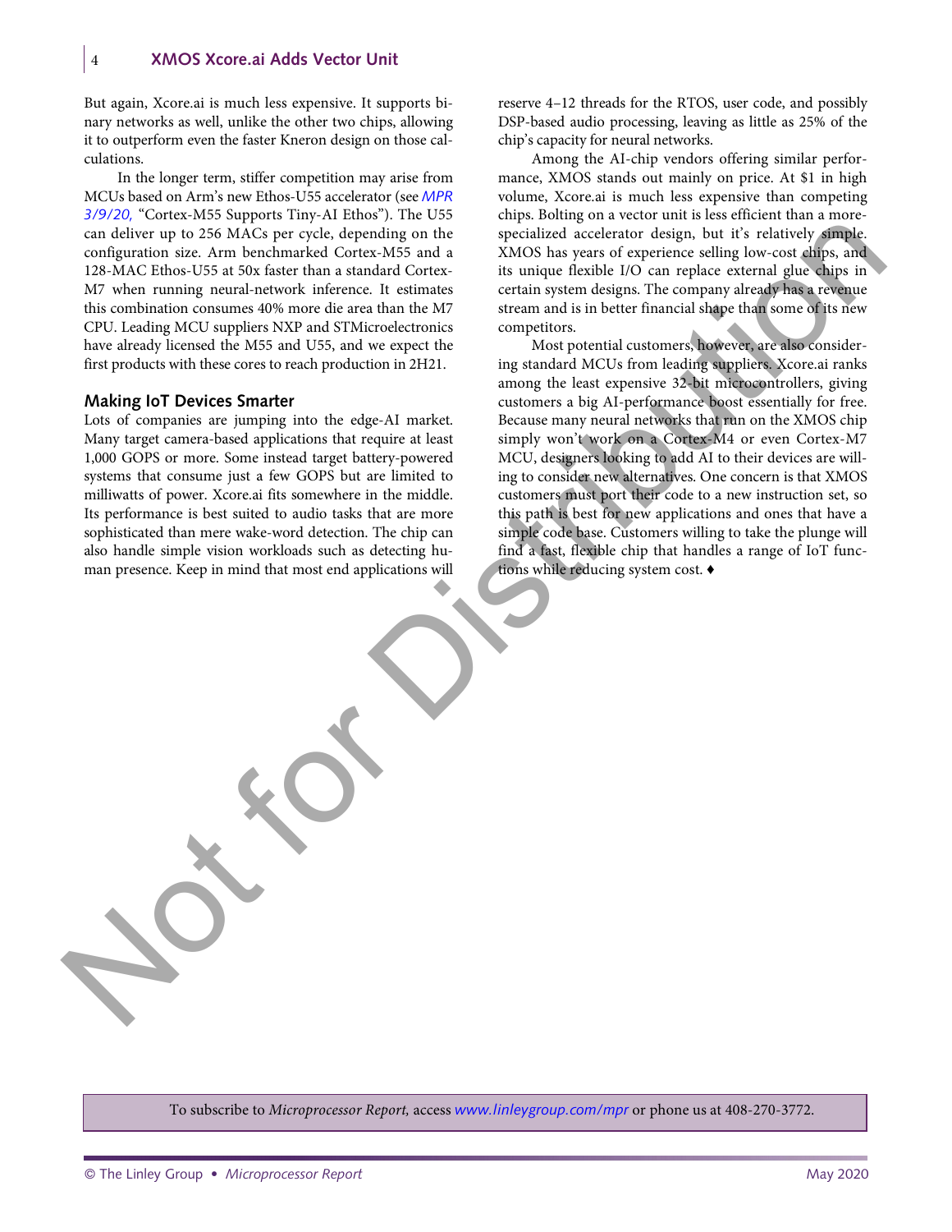But again, Xcore.ai is much less expensive. It supports binary networks as well, unlike the other two chips, allowing it to outperform even the faster Kneron design on those calculations.

In the longer term, stiffer competition may arise from MCUs based on Arm's new Ethos-U55 accelerator (see *MPR 3/9/20,* "Cortex-M55 Supports Tiny-AI Ethos"). The U55 can deliver up to 256 MACs per cycle, depending on the configuration size. Arm benchmarked Cortex-M55 and a 128-MAC Ethos-U55 at 50x faster than a standard Cortex-M7 when running neural-network inference. It estimates this combination consumes 40% more die area than the M7 CPU. Leading MCU suppliers NXP and STMicroelectronics have already licensed the M55 and U55, and we expect the first products with these cores to reach production in 2H21.

## Making IoT Devices Smarter

Lots of companies are jumping into the edge-AI market. Many target camera-based applications that require at least 1,000 GOPS or more. Some instead target battery-powered systems that consume just a few GOPS but are limited to milliwatts of power. Xcore.ai fits somewhere in the middle. Its performance is best suited to audio tasks that are more sophisticated than mere wake-word detection. The chip can also handle simple vision workloads such as detecting human presence. Keep in mind that most end applications will reserve 4–12 threads for the RTOS, user code, and possibly DSP-based audio processing, leaving as little as 25% of the chip's capacity for neural networks.

Among the AI-chip vendors offering similar performance, XMOS stands out mainly on price. At $1 in high volume, Xcore.ai is much less expensive than competing chips. Bolting on a vector unit is less efficient than a more-specialized accelerator design, but it's relatively simple. XMOS has years of experience selling low-cost chips, and its unique flexible I/O can replace external glue chips in certain system designs. The company already has a revenue stream and is in better financial shape than some of its new competitors.

Most potential customers, however, are also considering standard MCUs from leading suppliers. Xcore.ai ranks among the least expensive 32-bit microcontrollers, giving customers a big AI-performance boost essentially for free. Because many neural networks that run on the XMOS chip simply won't work on a Cortex-M4 or even Cortex-M7 MCU, designers looking to add AI to their devices are willing to consider new alternatives. One concern is that XMOS customers must port their code to a new instruction set, so this path is best for new applications and ones that have a simple code base. Customers willing to take the plunge will find a fast, flexible chip that handles a range of IoT functions while reducing system cost. ♦

To subscribe to *Microprocessor Report,* access www.linleygroup.com/mpr or phone us at 408-270-3772.